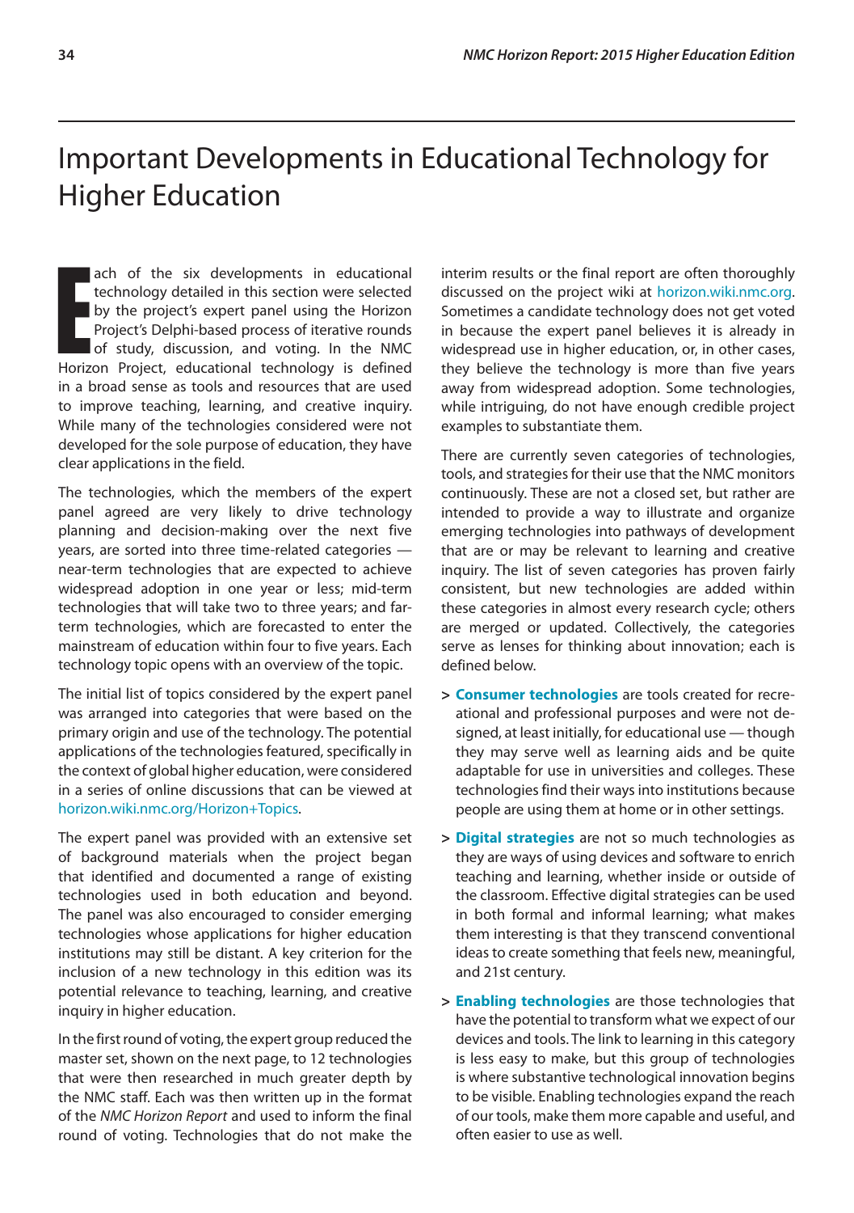# Important Developments in Educational Technology for Higher Education

Each of the six developments in educational technology detailed in this section were selected by the project's expert panel using the Horizon Project's Delphi-based process of iterative rounds of study, discussion, and voting. In the NMC Horizon Project, educational technology is defined in a broad sense as tools and resources that are used to improve teaching, learning, and creative inquiry. While many of the technologies considered were not developed for the sole purpose of education, they have clear applications in the field.

The technologies, which the members of the expert panel agreed are very likely to drive technology planning and decision-making over the next five years, are sorted into three time-related categories — near-term technologies that are expected to achieve widespread adoption in one year or less; mid-term technologies that will take two to three years; and far-term technologies, which are forecasted to enter the mainstream of education within four to five years. Each technology topic opens with an overview of the topic.

The initial list of topics considered by the expert panel was arranged into categories that were based on the primary origin and use of the technology. The potential applications of the technologies featured, specifically in the context of global higher education, were considered in a series of online discussions that can be viewed at horizon.wiki.nmc.org/Horizon+Topics.

The expert panel was provided with an extensive set of background materials when the project began that identified and documented a range of existing technologies used in both education and beyond. The panel was also encouraged to consider emerging technologies whose applications for higher education institutions may still be distant. A key criterion for the inclusion of a new technology in this edition was its potential relevance to teaching, learning, and creative inquiry in higher education.

In the first round of voting, the expert group reduced the master set, shown on the next page, to 12 technologies that were then researched in much greater depth by the NMC staff. Each was then written up in the format of the *NMC Horizon Report* and used to inform the final round of voting. Technologies that do not make the interim results or the final report are often thoroughly discussed on the project wiki at horizon.wiki.nmc.org. Sometimes a candidate technology does not get voted in because the expert panel believes it is already in widespread use in higher education, or, in other cases, they believe the technology is more than five years away from widespread adoption. Some technologies, while intriguing, do not have enough credible project examples to substantiate them.

There are currently seven categories of technologies, tools, and strategies for their use that the NMC monitors continuously. These are not a closed set, but rather are intended to provide a way to illustrate and organize emerging technologies into pathways of development that are or may be relevant to learning and creative inquiry. The list of seven categories has proven fairly consistent, but new technologies are added within these categories in almost every research cycle; others are merged or updated. Collectively, the categories serve as lenses for thinking about innovation; each is defined below.

> **Consumer technologies** are tools created for recreational and professional purposes and were not designed, at least initially, for educational use — though they may serve well as learning aids and be quite adaptable for use in universities and colleges. These technologies find their ways into institutions because people are using them at home or in other settings.

> **Digital strategies** are not so much technologies as they are ways of using devices and software to enrich teaching and learning, whether inside or outside of the classroom. Effective digital strategies can be used in both formal and informal learning; what makes them interesting is that they transcend conventional ideas to create something that feels new, meaningful, and 21st century.

> **Enabling technologies** are those technologies that have the potential to transform what we expect of our devices and tools. The link to learning in this category is less easy to make, but this group of technologies is where substantive technological innovation begins to be visible. Enabling technologies expand the reach of our tools, make them more capable and useful, and often easier to use as well.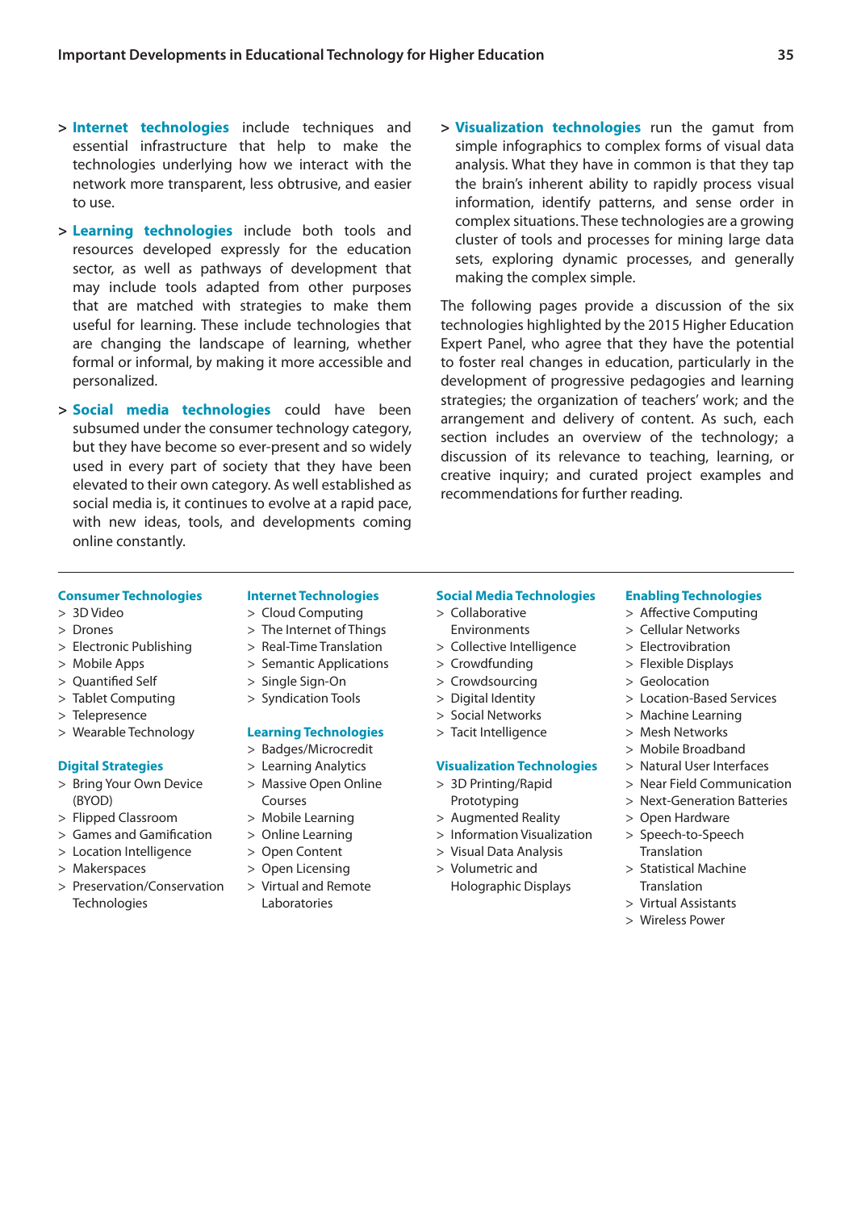- **Internet technologies** include techniques and essential infrastructure that help to make the technologies underlying how we interact with the network more transparent, less obtrusive, and easier to use.
- **Learning technologies** include both tools and resources developed expressly for the education sector, as well as pathways of development that may include tools adapted from other purposes that are matched with strategies to make them useful for learning. These include technologies that are changing the landscape of learning, whether formal or informal, by making it more accessible and personalized.
- **Social media technologies** could have been subsumed under the consumer technology category, but they have become so ever-present and so widely used in every part of society that they have been elevated to their own category. As well established as social media is, it continues to evolve at a rapid pace, with new ideas, tools, and developments coming online constantly.
- **Visualization technologies** run the gamut from simple infographics to complex forms of visual data analysis. What they have in common is that they tap the brain's inherent ability to rapidly process visual information, identify patterns, and sense order in complex situations. These technologies are a growing cluster of tools and processes for mining large data sets, exploring dynamic processes, and generally making the complex simple.

The following pages provide a discussion of the six technologies highlighted by the 2015 Higher Education Expert Panel, who agree that they have the potential to foster real changes in education, particularly in the development of progressive pedagogies and learning strategies; the organization of teachers' work; and the arrangement and delivery of content. As such, each section includes an overview of the technology; a discussion of its relevance to teaching, learning, or creative inquiry; and curated project examples and recommendations for further reading.

---

**Consumer Technologies**
- 3D Video
- Drones
- Electronic Publishing
- Mobile Apps
- Quantified Self
- Tablet Computing
- Telepresence
- Wearable Technology

**Digital Strategies**
- Bring Your Own Device (BYOD)
- Flipped Classroom
- Games and Gamification
- Location Intelligence
- Makerspaces
- Preservation/Conservation Technologies

**Internet Technologies**
- Cloud Computing
- The Internet of Things
- Real-Time Translation
- Semantic Applications
- Single Sign-On
- Syndication Tools

**Learning Technologies**
- Badges/Microcredit
- Learning Analytics
- Massive Open Online Courses
- Mobile Learning
- Online Learning
- Open Content
- Open Licensing
- Virtual and Remote Laboratories

**Social Media Technologies**
- Collaborative Environments
- Collective Intelligence
- Crowdfunding
- Crowdsourcing
- Digital Identity
- Social Networks
- Tacit Intelligence

**Visualization Technologies**
- 3D Printing/Rapid Prototyping
- Augmented Reality
- Information Visualization
- Visual Data Analysis
- Volumetric and Holographic Displays

**Enabling Technologies**
- Affective Computing
- Cellular Networks
- Electrovibration
- Flexible Displays
- Geolocation
- Location-Based Services
- Machine Learning
- Mesh Networks
- Mobile Broadband
- Natural User Interfaces
- Near Field Communication
- Next-Generation Batteries
- Open Hardware
- Speech-to-Speech Translation
- Statistical Machine Translation
- Virtual Assistants
- Wireless Power